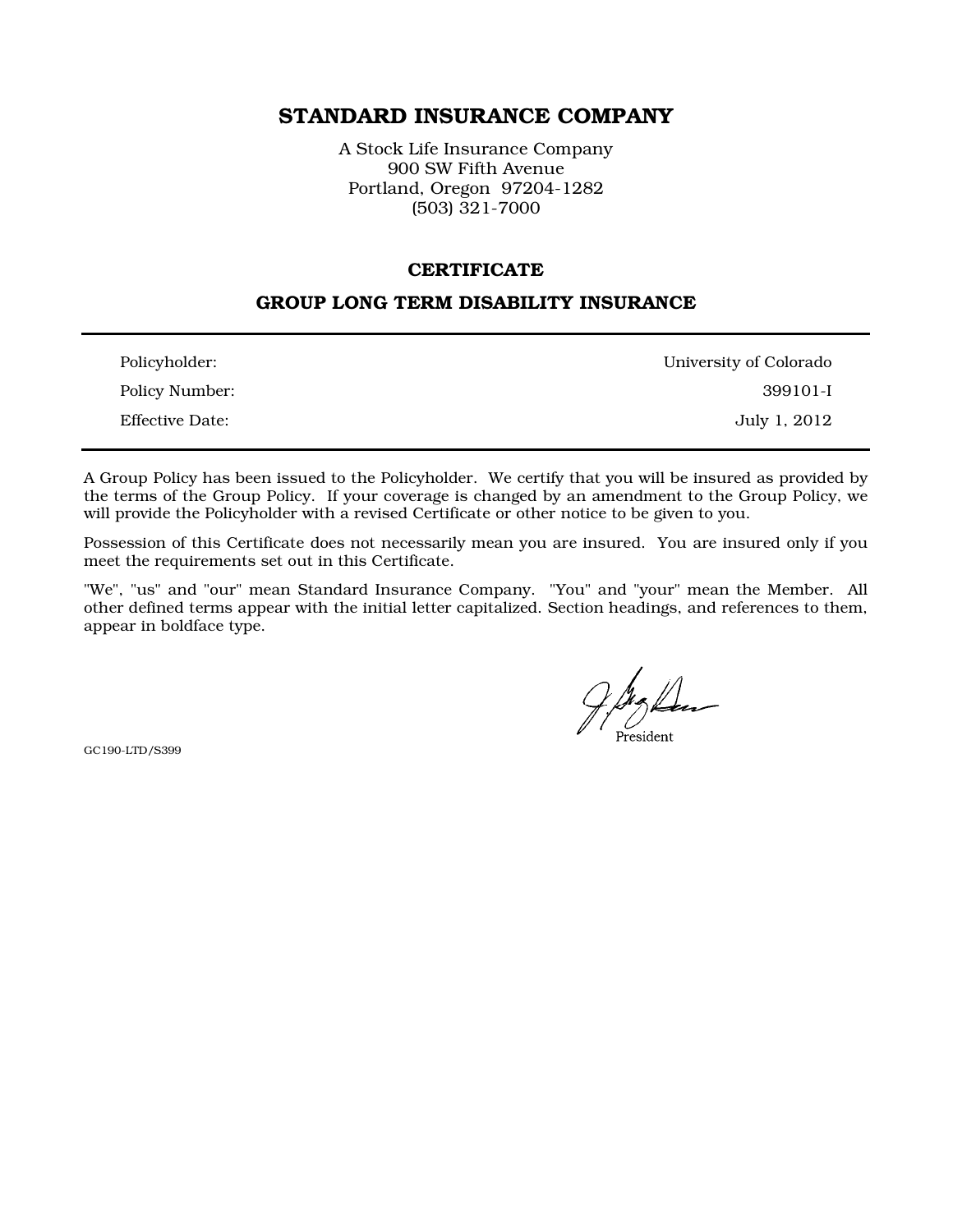# STANDARD INSURANCE COMPANY

A Stock Life Insurance Company
900 SW Fifth Avenue
Portland, Oregon 97204-1282
(503) 321-7000

## CERTIFICATE

## GROUP LONG TERM DISABILITY INSURANCE

| | |
|---|---|
| Policyholder: | University of Colorado |
| Policy Number: | 399101-I |
| Effective Date: | July 1, 2012 |

A Group Policy has been issued to the Policyholder. We certify that you will be insured as provided by the terms of the Group Policy. If your coverage is changed by an amendment to the Group Policy, we will provide the Policyholder with a revised Certificate or other notice to be given to you.

Possession of this Certificate does not necessarily mean you are insured. You are insured only if you meet the requirements set out in this Certificate.

"We", "us" and "our" mean Standard Insurance Company. "You" and "your" mean the Member. All other defined terms appear with the initial letter capitalized. Section headings, and references to them, appear in boldface type.

President

GC190-LTD/S399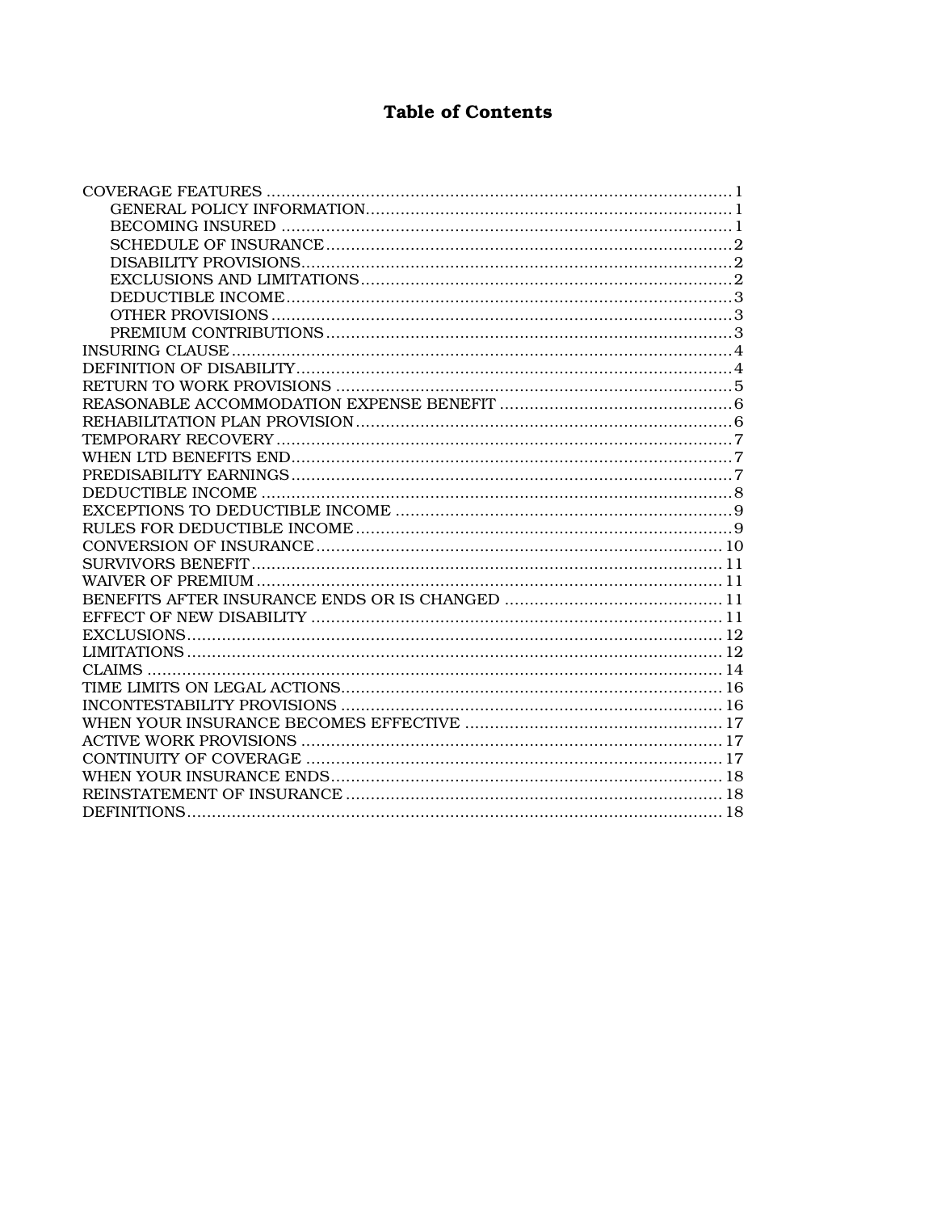# Table of Contents

| Section | Page |
| --- | --- |
| COVERAGE FEATURES | 1 |
| GENERAL POLICY INFORMATION | 1 |
| BECOMING INSURED | 1 |
| SCHEDULE OF INSURANCE | 2 |
| DISABILITY PROVISIONS | 2 |
| EXCLUSIONS AND LIMITATIONS | 2 |
| DEDUCTIBLE INCOME | 3 |
| OTHER PROVISIONS | 3 |
| PREMIUM CONTRIBUTIONS | 3 |
| INSURING CLAUSE | 4 |
| DEFINITION OF DISABILITY | 4 |
| RETURN TO WORK PROVISIONS | 5 |
| REASONABLE ACCOMMODATION EXPENSE BENEFIT | 6 |
| REHABILITATION PLAN PROVISION | 6 |
| TEMPORARY RECOVERY | 7 |
| WHEN LTD BENEFITS END | 7 |
| PREDISABILITY EARNINGS | 7 |
| DEDUCTIBLE INCOME | 8 |
| EXCEPTIONS TO DEDUCTIBLE INCOME | 9 |
| RULES FOR DEDUCTIBLE INCOME | 9 |
| CONVERSION OF INSURANCE | 10 |
| SURVIVORS BENEFIT | 11 |
| WAIVER OF PREMIUM | 11 |
| BENEFITS AFTER INSURANCE ENDS OR IS CHANGED | 11 |
| EFFECT OF NEW DISABILITY | 11 |
| EXCLUSIONS | 12 |
| LIMITATIONS | 12 |
| CLAIMS | 14 |
| TIME LIMITS ON LEGAL ACTIONS | 16 |
| INCONTESTABILITY PROVISIONS | 16 |
| WHEN YOUR INSURANCE BECOMES EFFECTIVE | 17 |
| ACTIVE WORK PROVISIONS | 17 |
| CONTINUITY OF COVERAGE | 17 |
| WHEN YOUR INSURANCE ENDS | 18 |
| REINSTATEMENT OF INSURANCE | 18 |
| DEFINITIONS | 18 |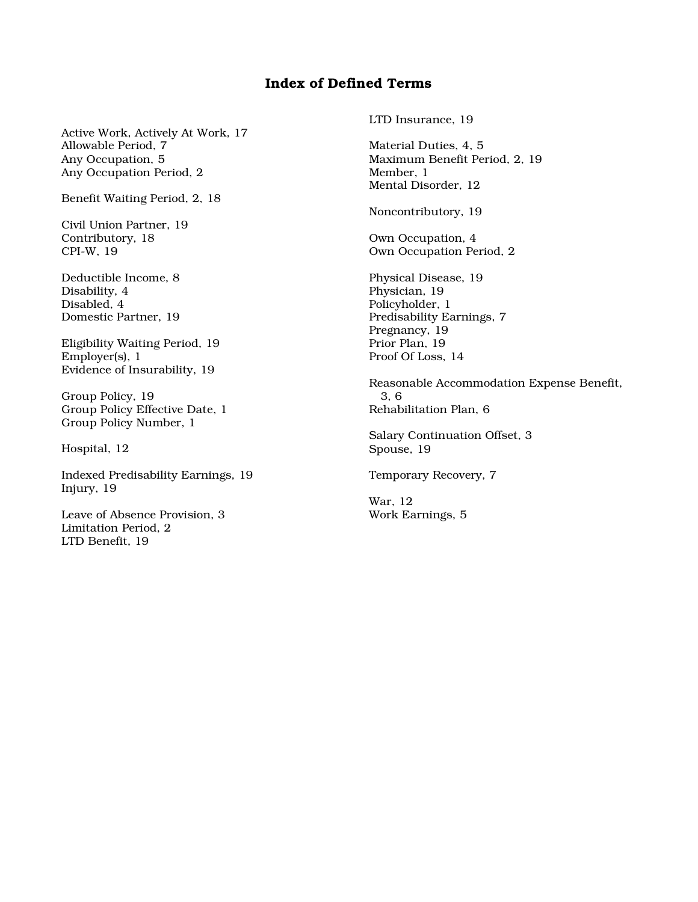## Index of Defined Terms

Active Work, Actively At Work, 17
Allowable Period, 7
Any Occupation, 5
Any Occupation Period, 2

Benefit Waiting Period, 2, 18

Civil Union Partner, 19
Contributory, 18
CPI-W, 19

Deductible Income, 8
Disability, 4
Disabled, 4
Domestic Partner, 19

Eligibility Waiting Period, 19
Employer(s), 1
Evidence of Insurability, 19

Group Policy, 19
Group Policy Effective Date, 1
Group Policy Number, 1

Hospital, 12

Indexed Predisability Earnings, 19
Injury, 19

Leave of Absence Provision, 3
Limitation Period, 2
LTD Benefit, 19
LTD Insurance, 19

Material Duties, 4, 5
Maximum Benefit Period, 2, 19
Member, 1
Mental Disorder, 12

Noncontributory, 19

Own Occupation, 4
Own Occupation Period, 2

Physical Disease, 19
Physician, 19
Policyholder, 1
Predisability Earnings, 7
Pregnancy, 19
Prior Plan, 19
Proof Of Loss, 14

Reasonable Accommodation Expense Benefit, 3, 6
Rehabilitation Plan, 6

Salary Continuation Offset, 3
Spouse, 19

Temporary Recovery, 7

War, 12
Work Earnings, 5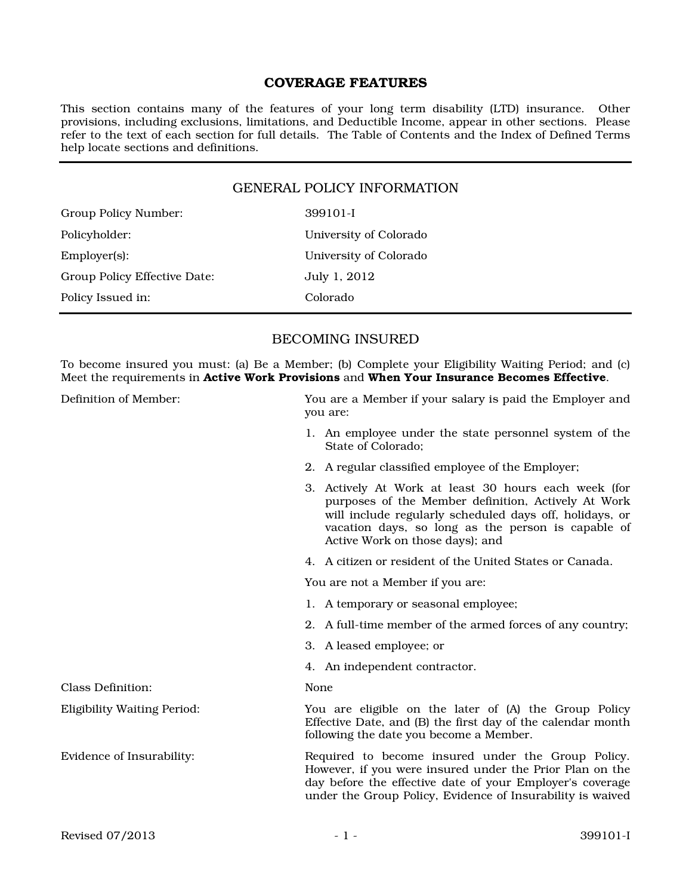# COVERAGE FEATURES

This section contains many of the features of your long term disability (LTD) insurance. Other provisions, including exclusions, limitations, and Deductible Income, appear in other sections. Please refer to the text of each section for full details. The Table of Contents and the Index of Defined Terms help locate sections and definitions.

## GENERAL POLICY INFORMATION

| | |
|---|---|
| Group Policy Number: | 399101-I |
| Policyholder: | University of Colorado |
| Employer(s): | University of Colorado |
| Group Policy Effective Date: | July 1, 2012 |
| Policy Issued in: | Colorado |

## BECOMING INSURED

To become insured you must: (a) Be a Member; (b) Complete your Eligibility Waiting Period; and (c) Meet the requirements in **Active Work Provisions** and **When Your Insurance Becomes Effective**.

**Definition of Member:**

You are a Member if your salary is paid the Employer and you are:

1. An employee under the state personnel system of the State of Colorado;
2. A regular classified employee of the Employer;
3. Actively At Work at least 30 hours each week (for purposes of the Member definition, Actively At Work will include regularly scheduled days off, holidays, or vacation days, so long as the person is capable of Active Work on those days); and
4. A citizen or resident of the United States or Canada.

You are not a Member if you are:

1. A temporary or seasonal employee;
2. A full-time member of the armed forces of any country;
3. A leased employee; or
4. An independent contractor.

**Class Definition:** None

**Eligibility Waiting Period:** You are eligible on the later of (A) the Group Policy Effective Date, and (B) the first day of the calendar month following the date you become a Member.

**Evidence of Insurability:** Required to become insured under the Group Policy. However, if you were insured under the Prior Plan on the day before the effective date of your Employer's coverage under the Group Policy, Evidence of Insurability is waived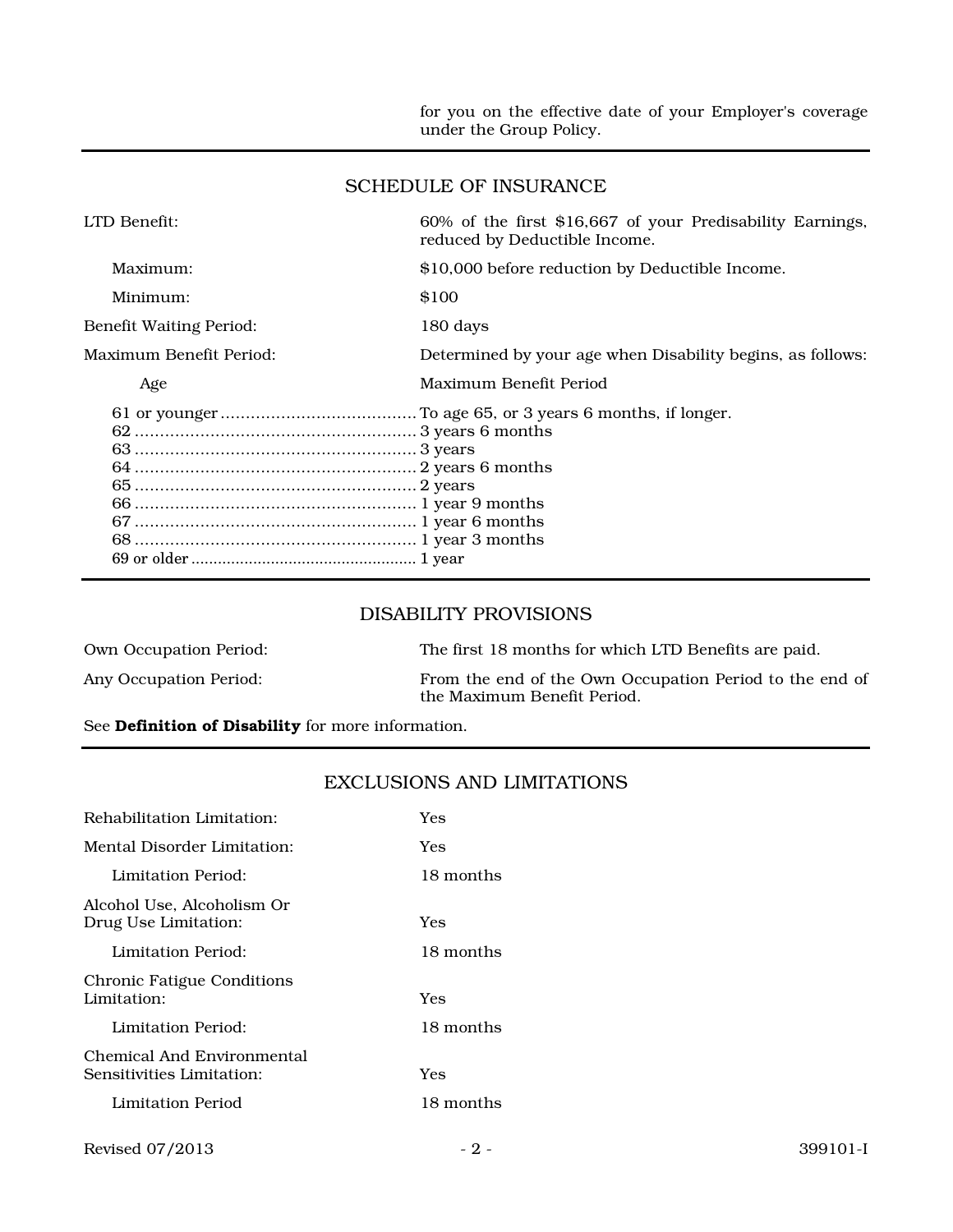for you on the effective date of your Employer's coverage under the Group Policy.

---

## SCHEDULE OF INSURANCE

| | |
|---|---|
| LTD Benefit: | 60% of the first $16,667 of your Predisability Earnings, reduced by Deductible Income. |
| Maximum: | $10,000 before reduction by Deductible Income. |
| Minimum: | $100 |
| Benefit Waiting Period: | 180 days |
| Maximum Benefit Period: | Determined by your age when Disability begins, as follows: |

| Age | Maximum Benefit Period |
|---|---|
| 61 or younger | To age 65, or 3 years 6 months, if longer. |
| 62 | 3 years 6 months |
| 63 | 3 years |
| 64 | 2 years 6 months |
| 65 | 2 years |
| 66 | 1 year 9 months |
| 67 | 1 year 6 months |
| 68 | 1 year 3 months |
| 69 or older | 1 year |

---

## DISABILITY PROVISIONS

| | |
|---|---|
| Own Occupation Period: | The first 18 months for which LTD Benefits are paid. |
| Any Occupation Period: | From the end of the Own Occupation Period to the end of the Maximum Benefit Period. |

See **Definition of Disability** for more information.

---

## EXCLUSIONS AND LIMITATIONS

| | |
|---|---|
| Rehabilitation Limitation: | Yes |
| Mental Disorder Limitation: | Yes |
| Limitation Period: | 18 months |
| Alcohol Use, Alcoholism Or Drug Use Limitation: | Yes |
| Limitation Period: | 18 months |
| Chronic Fatigue Conditions Limitation: | Yes |
| Limitation Period: | 18 months |
| Chemical And Environmental Sensitivities Limitation: | Yes |
| Limitation Period | 18 months |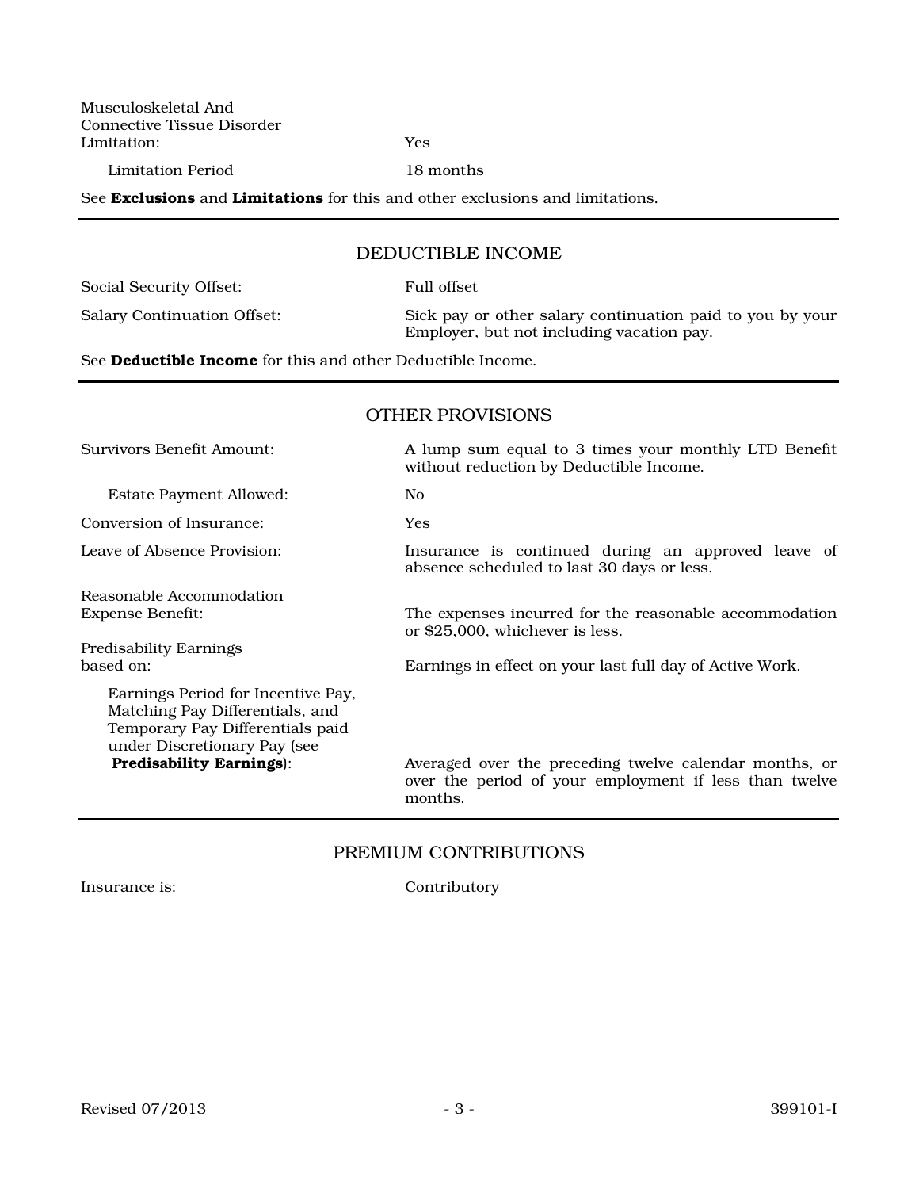Musculoskeletal And Connective Tissue Disorder Limitation: Yes

Limitation Period: 18 months

See **Exclusions** and **Limitations** for this and other exclusions and limitations.

---

## DEDUCTIBLE INCOME

| | |
|---|---|
| Social Security Offset: | Full offset |
| Salary Continuation Offset: | Sick pay or other salary continuation paid to you by your Employer, but not including vacation pay. |

See **Deductible Income** for this and other Deductible Income.

---

## OTHER PROVISIONS

| | |
|---|---|
| Survivors Benefit Amount: | A lump sum equal to 3 times your monthly LTD Benefit without reduction by Deductible Income. |
| Estate Payment Allowed: | No |
| Conversion of Insurance: | Yes |
| Leave of Absence Provision: | Insurance is continued during an approved leave of absence scheduled to last 30 days or less. |
| Reasonable Accommodation Expense Benefit: | The expenses incurred for the reasonable accommodation or $25,000, whichever is less. |
| Predisability Earnings based on: | Earnings in effect on your last full day of Active Work. |
| Earnings Period for Incentive Pay, Matching Pay Differentials, and Temporary Pay Differentials paid under Discretionary Pay (see **Predisability Earnings**): | Averaged over the preceding twelve calendar months, or over the period of your employment if less than twelve months. |

---

## PREMIUM CONTRIBUTIONS

Insurance is: Contributory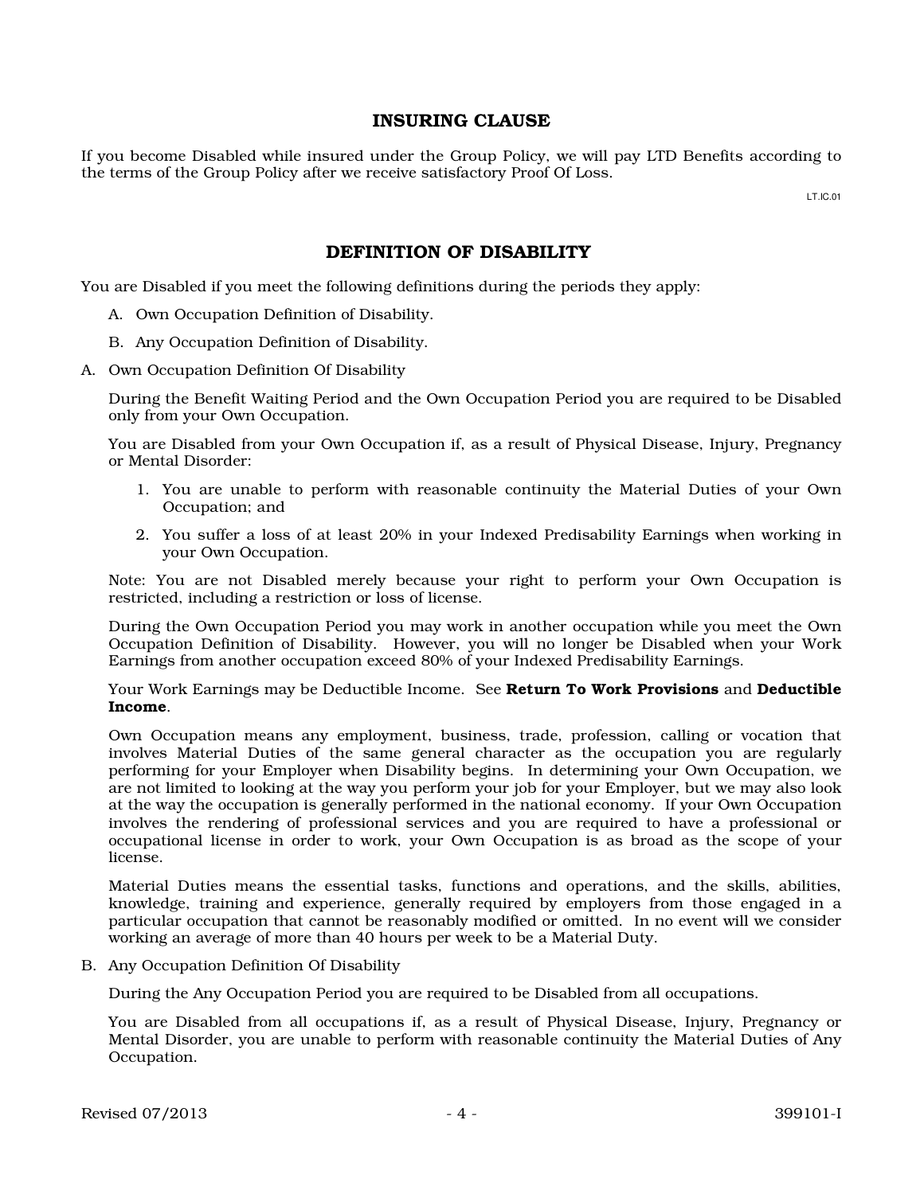## INSURING CLAUSE

If you become Disabled while insured under the Group Policy, we will pay LTD Benefits according to the terms of the Group Policy after we receive satisfactory Proof Of Loss.

LT.IC.01

## DEFINITION OF DISABILITY

You are Disabled if you meet the following definitions during the periods they apply:

A. Own Occupation Definition of Disability.

B. Any Occupation Definition of Disability.

A. Own Occupation Definition Of Disability

During the Benefit Waiting Period and the Own Occupation Period you are required to be Disabled only from your Own Occupation.

You are Disabled from your Own Occupation if, as a result of Physical Disease, Injury, Pregnancy or Mental Disorder:

1. You are unable to perform with reasonable continuity the Material Duties of your Own Occupation; and
2. You suffer a loss of at least 20% in your Indexed Predisability Earnings when working in your Own Occupation.

Note: You are not Disabled merely because your right to perform your Own Occupation is restricted, including a restriction or loss of license.

During the Own Occupation Period you may work in another occupation while you meet the Own Occupation Definition of Disability. However, you will no longer be Disabled when your Work Earnings from another occupation exceed 80% of your Indexed Predisability Earnings.

Your Work Earnings may be Deductible Income. See **Return To Work Provisions** and **Deductible Income**.

Own Occupation means any employment, business, trade, profession, calling or vocation that involves Material Duties of the same general character as the occupation you are regularly performing for your Employer when Disability begins. In determining your Own Occupation, we are not limited to looking at the way you perform your job for your Employer, but we may also look at the way the occupation is generally performed in the national economy. If your Own Occupation involves the rendering of professional services and you are required to have a professional or occupational license in order to work, your Own Occupation is as broad as the scope of your license.

Material Duties means the essential tasks, functions and operations, and the skills, abilities, knowledge, training and experience, generally required by employers from those engaged in a particular occupation that cannot be reasonably modified or omitted. In no event will we consider working an average of more than 40 hours per week to be a Material Duty.

B. Any Occupation Definition Of Disability

During the Any Occupation Period you are required to be Disabled from all occupations.

You are Disabled from all occupations if, as a result of Physical Disease, Injury, Pregnancy or Mental Disorder, you are unable to perform with reasonable continuity the Material Duties of Any Occupation.

Revised 07/2013 399101-I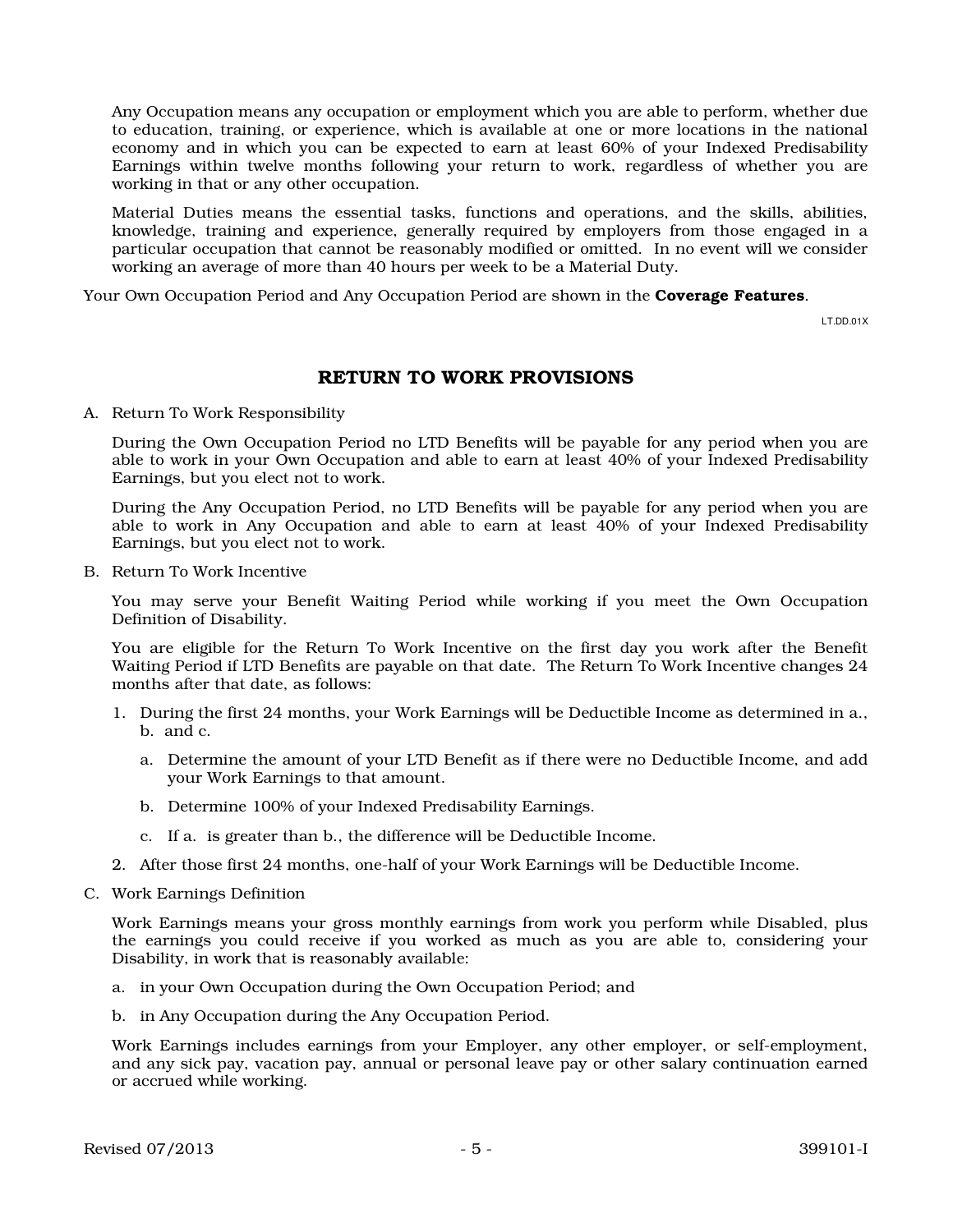Any Occupation means any occupation or employment which you are able to perform, whether due to education, training, or experience, which is available at one or more locations in the national economy and in which you can be expected to earn at least 60% of your Indexed Predisability Earnings within twelve months following your return to work, regardless of whether you are working in that or any other occupation.

Material Duties means the essential tasks, functions and operations, and the skills, abilities, knowledge, training and experience, generally required by employers from those engaged in a particular occupation that cannot be reasonably modified or omitted. In no event will we consider working an average of more than 40 hours per week to be a Material Duty.

Your Own Occupation Period and Any Occupation Period are shown in the **Coverage Features**.

LT.DD.01X

## RETURN TO WORK PROVISIONS

A. Return To Work Responsibility

During the Own Occupation Period no LTD Benefits will be payable for any period when you are able to work in your Own Occupation and able to earn at least 40% of your Indexed Predisability Earnings, but you elect not to work.

During the Any Occupation Period, no LTD Benefits will be payable for any period when you are able to work in Any Occupation and able to earn at least 40% of your Indexed Predisability Earnings, but you elect not to work.

B. Return To Work Incentive

You may serve your Benefit Waiting Period while working if you meet the Own Occupation Definition of Disability.

You are eligible for the Return To Work Incentive on the first day you work after the Benefit Waiting Period if LTD Benefits are payable on that date. The Return To Work Incentive changes 24 months after that date, as follows:

1. During the first 24 months, your Work Earnings will be Deductible Income as determined in a., b. and c.
   a. Determine the amount of your LTD Benefit as if there were no Deductible Income, and add your Work Earnings to that amount.
   b. Determine 100% of your Indexed Predisability Earnings.
   c. If a. is greater than b., the difference will be Deductible Income.
2. After those first 24 months, one-half of your Work Earnings will be Deductible Income.

C. Work Earnings Definition

Work Earnings means your gross monthly earnings from work you perform while Disabled, plus the earnings you could receive if you worked as much as you are able to, considering your Disability, in work that is reasonably available:

a. in your Own Occupation during the Own Occupation Period; and
b. in Any Occupation during the Any Occupation Period.

Work Earnings includes earnings from your Employer, any other employer, or self-employment, and any sick pay, vacation pay, annual or personal leave pay or other salary continuation earned or accrued while working.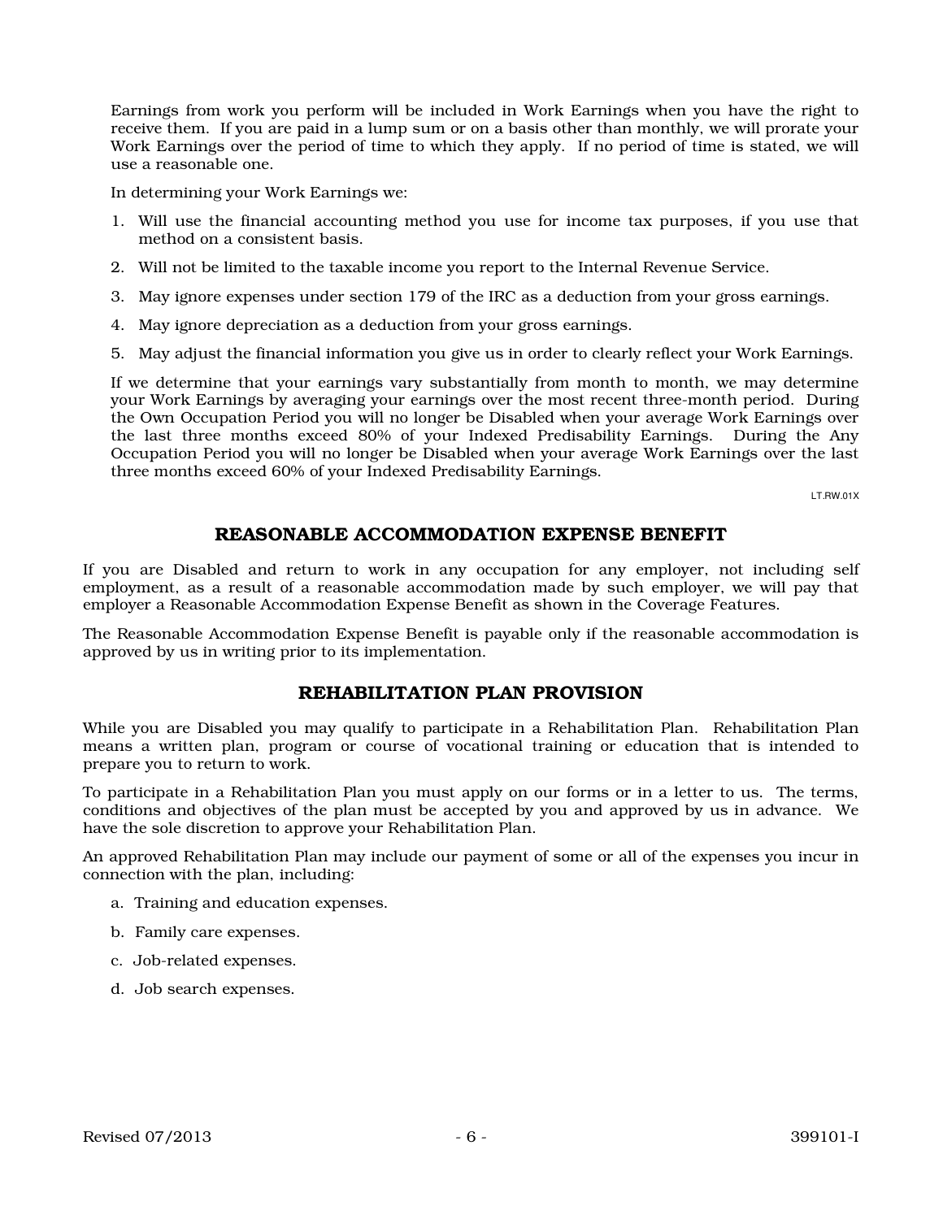Earnings from work you perform will be included in Work Earnings when you have the right to receive them. If you are paid in a lump sum or on a basis other than monthly, we will prorate your Work Earnings over the period of time to which they apply. If no period of time is stated, we will use a reasonable one.

In determining your Work Earnings we:

1. Will use the financial accounting method you use for income tax purposes, if you use that method on a consistent basis.
2. Will not be limited to the taxable income you report to the Internal Revenue Service.
3. May ignore expenses under section 179 of the IRC as a deduction from your gross earnings.
4. May ignore depreciation as a deduction from your gross earnings.
5. May adjust the financial information you give us in order to clearly reflect your Work Earnings.

If we determine that your earnings vary substantially from month to month, we may determine your Work Earnings by averaging your earnings over the most recent three-month period. During the Own Occupation Period you will no longer be Disabled when your average Work Earnings over the last three months exceed 80% of your Indexed Predisability Earnings. During the Any Occupation Period you will no longer be Disabled when your average Work Earnings over the last three months exceed 60% of your Indexed Predisability Earnings.

LT.RW.01X

## REASONABLE ACCOMMODATION EXPENSE BENEFIT

If you are Disabled and return to work in any occupation for any employer, not including self employment, as a result of a reasonable accommodation made by such employer, we will pay that employer a Reasonable Accommodation Expense Benefit as shown in the Coverage Features.

The Reasonable Accommodation Expense Benefit is payable only if the reasonable accommodation is approved by us in writing prior to its implementation.

## REHABILITATION PLAN PROVISION

While you are Disabled you may qualify to participate in a Rehabilitation Plan. Rehabilitation Plan means a written plan, program or course of vocational training or education that is intended to prepare you to return to work.

To participate in a Rehabilitation Plan you must apply on our forms or in a letter to us. The terms, conditions and objectives of the plan must be accepted by you and approved by us in advance. We have the sole discretion to approve your Rehabilitation Plan.

An approved Rehabilitation Plan may include our payment of some or all of the expenses you incur in connection with the plan, including:

a. Training and education expenses.
b. Family care expenses.
c. Job-related expenses.
d. Job search expenses.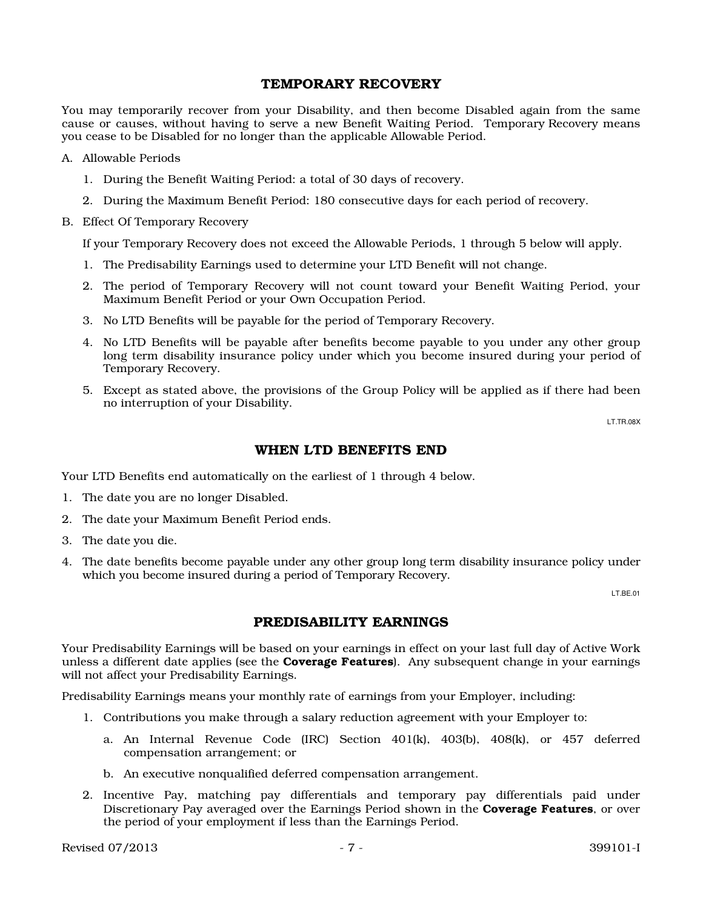## TEMPORARY RECOVERY

You may temporarily recover from your Disability, and then become Disabled again from the same cause or causes, without having to serve a new Benefit Waiting Period. Temporary Recovery means you cease to be Disabled for no longer than the applicable Allowable Period.

A. Allowable Periods

   1. During the Benefit Waiting Period: a total of 30 days of recovery.

   2. During the Maximum Benefit Period: 180 consecutive days for each period of recovery.

B. Effect Of Temporary Recovery

   If your Temporary Recovery does not exceed the Allowable Periods, 1 through 5 below will apply.

   1. The Predisability Earnings used to determine your LTD Benefit will not change.

   2. The period of Temporary Recovery will not count toward your Benefit Waiting Period, your Maximum Benefit Period or your Own Occupation Period.

   3. No LTD Benefits will be payable for the period of Temporary Recovery.

   4. No LTD Benefits will be payable after benefits become payable to you under any other group long term disability insurance policy under which you become insured during your period of Temporary Recovery.

   5. Except as stated above, the provisions of the Group Policy will be applied as if there had been no interruption of your Disability.

LT.TR.08X

## WHEN LTD BENEFITS END

Your LTD Benefits end automatically on the earliest of 1 through 4 below.

1. The date you are no longer Disabled.
2. The date your Maximum Benefit Period ends.
3. The date you die.
4. The date benefits become payable under any other group long term disability insurance policy under which you become insured during a period of Temporary Recovery.

LT.BE.01

## PREDISABILITY EARNINGS

Your Predisability Earnings will be based on your earnings in effect on your last full day of Active Work unless a different date applies (see the **Coverage Features**). Any subsequent change in your earnings will not affect your Predisability Earnings.

Predisability Earnings means your monthly rate of earnings from your Employer, including:

   1. Contributions you make through a salary reduction agreement with your Employer to:

      a. An Internal Revenue Code (IRC) Section 401(k), 403(b), 408(k), or 457 deferred compensation arrangement; or

      b. An executive nonqualified deferred compensation arrangement.

   2. Incentive Pay, matching pay differentials and temporary pay differentials paid under Discretionary Pay averaged over the Earnings Period shown in the **Coverage Features**, or over the period of your employment if less than the Earnings Period.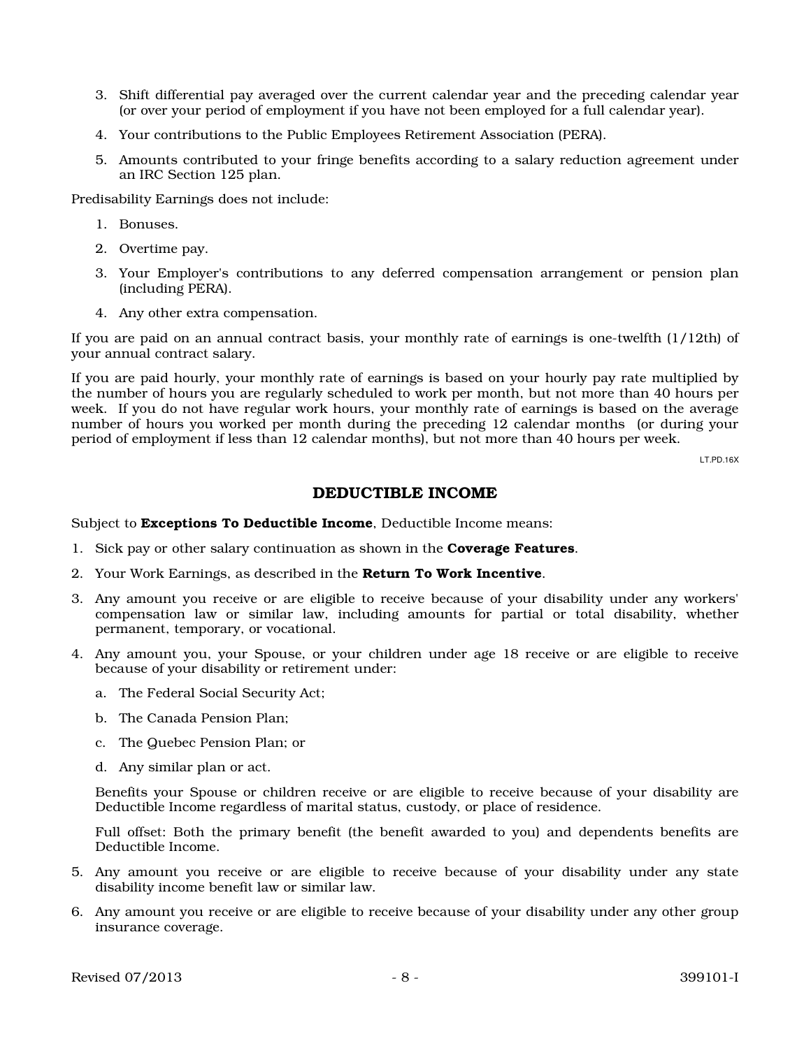3. Shift differential pay averaged over the current calendar year and the preceding calendar year (or over your period of employment if you have not been employed for a full calendar year).
4. Your contributions to the Public Employees Retirement Association (PERA).
5. Amounts contributed to your fringe benefits according to a salary reduction agreement under an IRC Section 125 plan.

Predisability Earnings does not include:

1. Bonuses.
2. Overtime pay.
3. Your Employer's contributions to any deferred compensation arrangement or pension plan (including PERA).
4. Any other extra compensation.

If you are paid on an annual contract basis, your monthly rate of earnings is one-twelfth (1/12th) of your annual contract salary.

If you are paid hourly, your monthly rate of earnings is based on your hourly pay rate multiplied by the number of hours you are regularly scheduled to work per month, but not more than 40 hours per week. If you do not have regular work hours, your monthly rate of earnings is based on the average number of hours you worked per month during the preceding 12 calendar months (or during your period of employment if less than 12 calendar months), but not more than 40 hours per week.

LT.PD.16X

## DEDUCTIBLE INCOME

Subject to **Exceptions To Deductible Income**, Deductible Income means:

1. Sick pay or other salary continuation as shown in the **Coverage Features**.
2. Your Work Earnings, as described in the **Return To Work Incentive**.
3. Any amount you receive or are eligible to receive because of your disability under any workers' compensation law or similar law, including amounts for partial or total disability, whether permanent, temporary, or vocational.
4. Any amount you, your Spouse, or your children under age 18 receive or are eligible to receive because of your disability or retirement under:
   a. The Federal Social Security Act;
   b. The Canada Pension Plan;
   c. The Quebec Pension Plan; or
   d. Any similar plan or act.

   Benefits your Spouse or children receive or are eligible to receive because of your disability are Deductible Income regardless of marital status, custody, or place of residence.

   Full offset: Both the primary benefit (the benefit awarded to you) and dependents benefits are Deductible Income.
5. Any amount you receive or are eligible to receive because of your disability under any state disability income benefit law or similar law.
6. Any amount you receive or are eligible to receive because of your disability under any other group insurance coverage.

Revised 07/2013 399101-I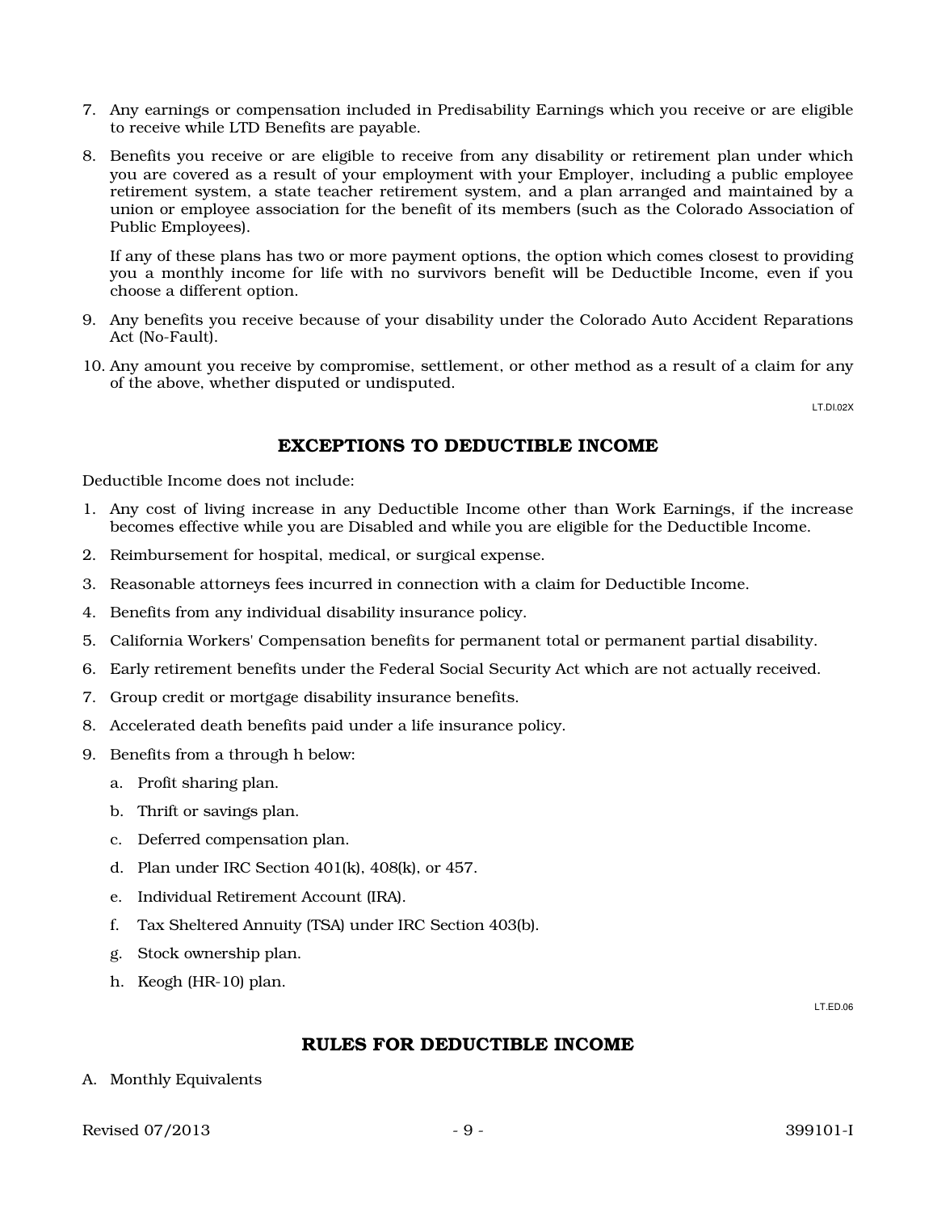7. Any earnings or compensation included in Predisability Earnings which you receive or are eligible to receive while LTD Benefits are payable.

8. Benefits you receive or are eligible to receive from any disability or retirement plan under which you are covered as a result of your employment with your Employer, including a public employee retirement system, a state teacher retirement system, and a plan arranged and maintained by a union or employee association for the benefit of its members (such as the Colorado Association of Public Employees).

   If any of these plans has two or more payment options, the option which comes closest to providing you a monthly income for life with no survivors benefit will be Deductible Income, even if you choose a different option.

9. Any benefits you receive because of your disability under the Colorado Auto Accident Reparations Act (No-Fault).

10. Any amount you receive by compromise, settlement, or other method as a result of a claim for any of the above, whether disputed or undisputed.

LT.DI.02X

## EXCEPTIONS TO DEDUCTIBLE INCOME

Deductible Income does not include:

1. Any cost of living increase in any Deductible Income other than Work Earnings, if the increase becomes effective while you are Disabled and while you are eligible for the Deductible Income.
2. Reimbursement for hospital, medical, or surgical expense.
3. Reasonable attorneys fees incurred in connection with a claim for Deductible Income.
4. Benefits from any individual disability insurance policy.
5. California Workers' Compensation benefits for permanent total or permanent partial disability.
6. Early retirement benefits under the Federal Social Security Act which are not actually received.
7. Group credit or mortgage disability insurance benefits.
8. Accelerated death benefits paid under a life insurance policy.
9. Benefits from a through h below:
   a. Profit sharing plan.
   b. Thrift or savings plan.
   c. Deferred compensation plan.
   d. Plan under IRC Section 401(k), 408(k), or 457.
   e. Individual Retirement Account (IRA).
   f. Tax Sheltered Annuity (TSA) under IRC Section 403(b).
   g. Stock ownership plan.
   h. Keogh (HR-10) plan.

LT.ED.06

## RULES FOR DEDUCTIBLE INCOME

A. Monthly Equivalents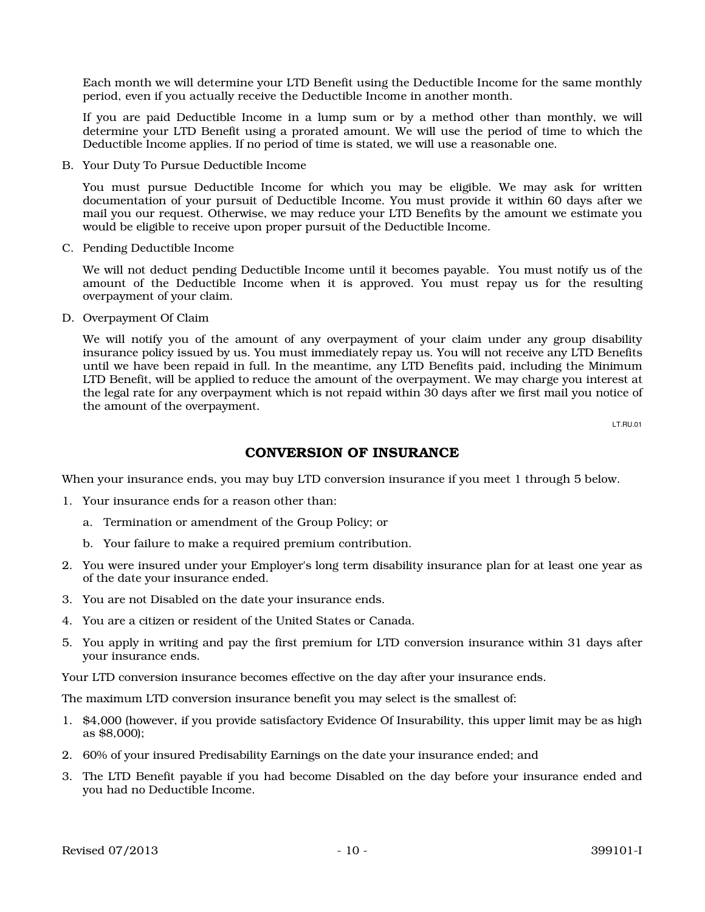Each month we will determine your LTD Benefit using the Deductible Income for the same monthly period, even if you actually receive the Deductible Income in another month.

If you are paid Deductible Income in a lump sum or by a method other than monthly, we will determine your LTD Benefit using a prorated amount. We will use the period of time to which the Deductible Income applies. If no period of time is stated, we will use a reasonable one.

B. Your Duty To Pursue Deductible Income

You must pursue Deductible Income for which you may be eligible. We may ask for written documentation of your pursuit of Deductible Income. You must provide it within 60 days after we mail you our request. Otherwise, we may reduce your LTD Benefits by the amount we estimate you would be eligible to receive upon proper pursuit of the Deductible Income.

C. Pending Deductible Income

We will not deduct pending Deductible Income until it becomes payable. You must notify us of the amount of the Deductible Income when it is approved. You must repay us for the resulting overpayment of your claim.

D. Overpayment Of Claim

We will notify you of the amount of any overpayment of your claim under any group disability insurance policy issued by us. You must immediately repay us. You will not receive any LTD Benefits until we have been repaid in full. In the meantime, any LTD Benefits paid, including the Minimum LTD Benefit, will be applied to reduce the amount of the overpayment. We may charge you interest at the legal rate for any overpayment which is not repaid within 30 days after we first mail you notice of the amount of the overpayment.

LT.RU.01

## CONVERSION OF INSURANCE

When your insurance ends, you may buy LTD conversion insurance if you meet 1 through 5 below.

1. Your insurance ends for a reason other than:
   a. Termination or amendment of the Group Policy; or
   b. Your failure to make a required premium contribution.
2. You were insured under your Employer's long term disability insurance plan for at least one year as of the date your insurance ended.
3. You are not Disabled on the date your insurance ends.
4. You are a citizen or resident of the United States or Canada.
5. You apply in writing and pay the first premium for LTD conversion insurance within 31 days after your insurance ends.

Your LTD conversion insurance becomes effective on the day after your insurance ends.

The maximum LTD conversion insurance benefit you may select is the smallest of:

1. $4,000 (however, if you provide satisfactory Evidence Of Insurability, this upper limit may be as high as $8,000);
2. 60% of your insured Predisability Earnings on the date your insurance ended; and
3. The LTD Benefit payable if you had become Disabled on the day before your insurance ended and you had no Deductible Income.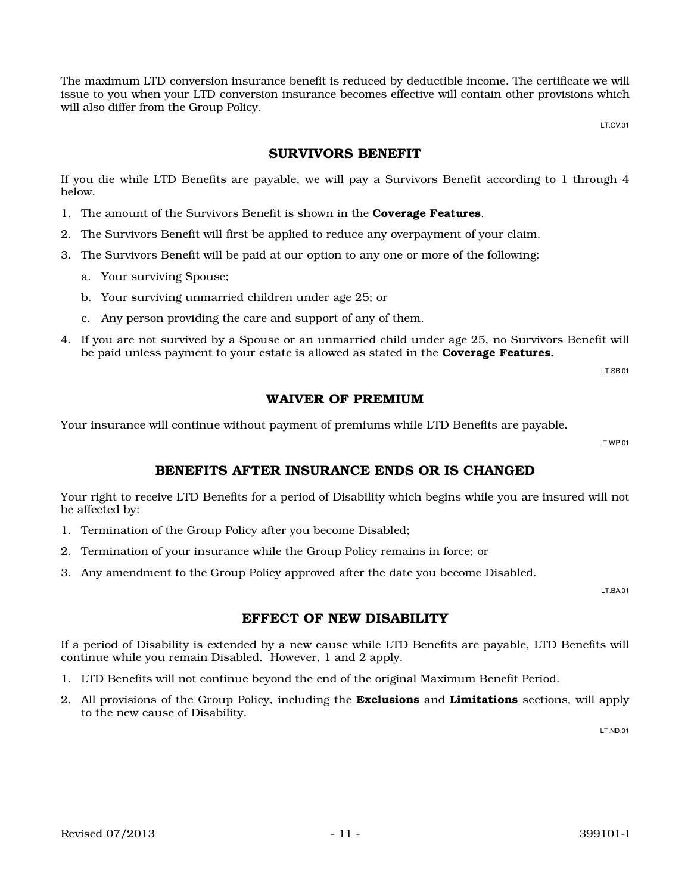The maximum LTD conversion insurance benefit is reduced by deductible income. The certificate we will issue to you when your LTD conversion insurance becomes effective will contain other provisions which will also differ from the Group Policy.

LT.CV.01

## SURVIVORS BENEFIT

If you die while LTD Benefits are payable, we will pay a Survivors Benefit according to 1 through 4 below.

1. The amount of the Survivors Benefit is shown in the **Coverage Features**.
2. The Survivors Benefit will first be applied to reduce any overpayment of your claim.
3. The Survivors Benefit will be paid at our option to any one or more of the following:
   a. Your surviving Spouse;
   b. Your surviving unmarried children under age 25; or
   c. Any person providing the care and support of any of them.
4. If you are not survived by a Spouse or an unmarried child under age 25, no Survivors Benefit will be paid unless payment to your estate is allowed as stated in the **Coverage Features.**

LT.SB.01

## WAIVER OF PREMIUM

Your insurance will continue without payment of premiums while LTD Benefits are payable.

T.WP.01

## BENEFITS AFTER INSURANCE ENDS OR IS CHANGED

Your right to receive LTD Benefits for a period of Disability which begins while you are insured will not be affected by:

1. Termination of the Group Policy after you become Disabled;
2. Termination of your insurance while the Group Policy remains in force; or
3. Any amendment to the Group Policy approved after the date you become Disabled.

LT.BA.01

## EFFECT OF NEW DISABILITY

If a period of Disability is extended by a new cause while LTD Benefits are payable, LTD Benefits will continue while you remain Disabled. However, 1 and 2 apply.

1. LTD Benefits will not continue beyond the end of the original Maximum Benefit Period.
2. All provisions of the Group Policy, including the **Exclusions** and **Limitations** sections, will apply to the new cause of Disability.

LT.ND.01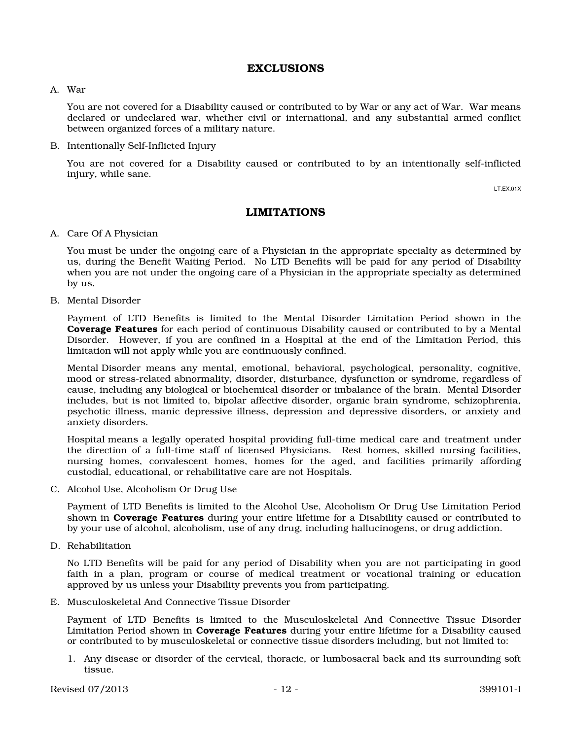## EXCLUSIONS

A. War

You are not covered for a Disability caused or contributed to by War or any act of War. War means declared or undeclared war, whether civil or international, and any substantial armed conflict between organized forces of a military nature.

B. Intentionally Self-Inflicted Injury

You are not covered for a Disability caused or contributed to by an intentionally self-inflicted injury, while sane.

LT.EX.01X

## LIMITATIONS

A. Care Of A Physician

You must be under the ongoing care of a Physician in the appropriate specialty as determined by us, during the Benefit Waiting Period. No LTD Benefits will be paid for any period of Disability when you are not under the ongoing care of a Physician in the appropriate specialty as determined by us.

B. Mental Disorder

Payment of LTD Benefits is limited to the Mental Disorder Limitation Period shown in the **Coverage Features** for each period of continuous Disability caused or contributed to by a Mental Disorder. However, if you are confined in a Hospital at the end of the Limitation Period, this limitation will not apply while you are continuously confined.

Mental Disorder means any mental, emotional, behavioral, psychological, personality, cognitive, mood or stress-related abnormality, disorder, disturbance, dysfunction or syndrome, regardless of cause, including any biological or biochemical disorder or imbalance of the brain. Mental Disorder includes, but is not limited to, bipolar affective disorder, organic brain syndrome, schizophrenia, psychotic illness, manic depressive illness, depression and depressive disorders, or anxiety and anxiety disorders.

Hospital means a legally operated hospital providing full-time medical care and treatment under the direction of a full-time staff of licensed Physicians. Rest homes, skilled nursing facilities, nursing homes, convalescent homes, homes for the aged, and facilities primarily affording custodial, educational, or rehabilitative care are not Hospitals.

C. Alcohol Use, Alcoholism Or Drug Use

Payment of LTD Benefits is limited to the Alcohol Use, Alcoholism Or Drug Use Limitation Period shown in **Coverage Features** during your entire lifetime for a Disability caused or contributed to by your use of alcohol, alcoholism, use of any drug, including hallucinogens, or drug addiction.

D. Rehabilitation

No LTD Benefits will be paid for any period of Disability when you are not participating in good faith in a plan, program or course of medical treatment or vocational training or education approved by us unless your Disability prevents you from participating.

E. Musculoskeletal And Connective Tissue Disorder

Payment of LTD Benefits is limited to the Musculoskeletal And Connective Tissue Disorder Limitation Period shown in **Coverage Features** during your entire lifetime for a Disability caused or contributed to by musculoskeletal or connective tissue disorders including, but not limited to:

1. Any disease or disorder of the cervical, thoracic, or lumbosacral back and its surrounding soft tissue.

Revised 07/2013 399101-I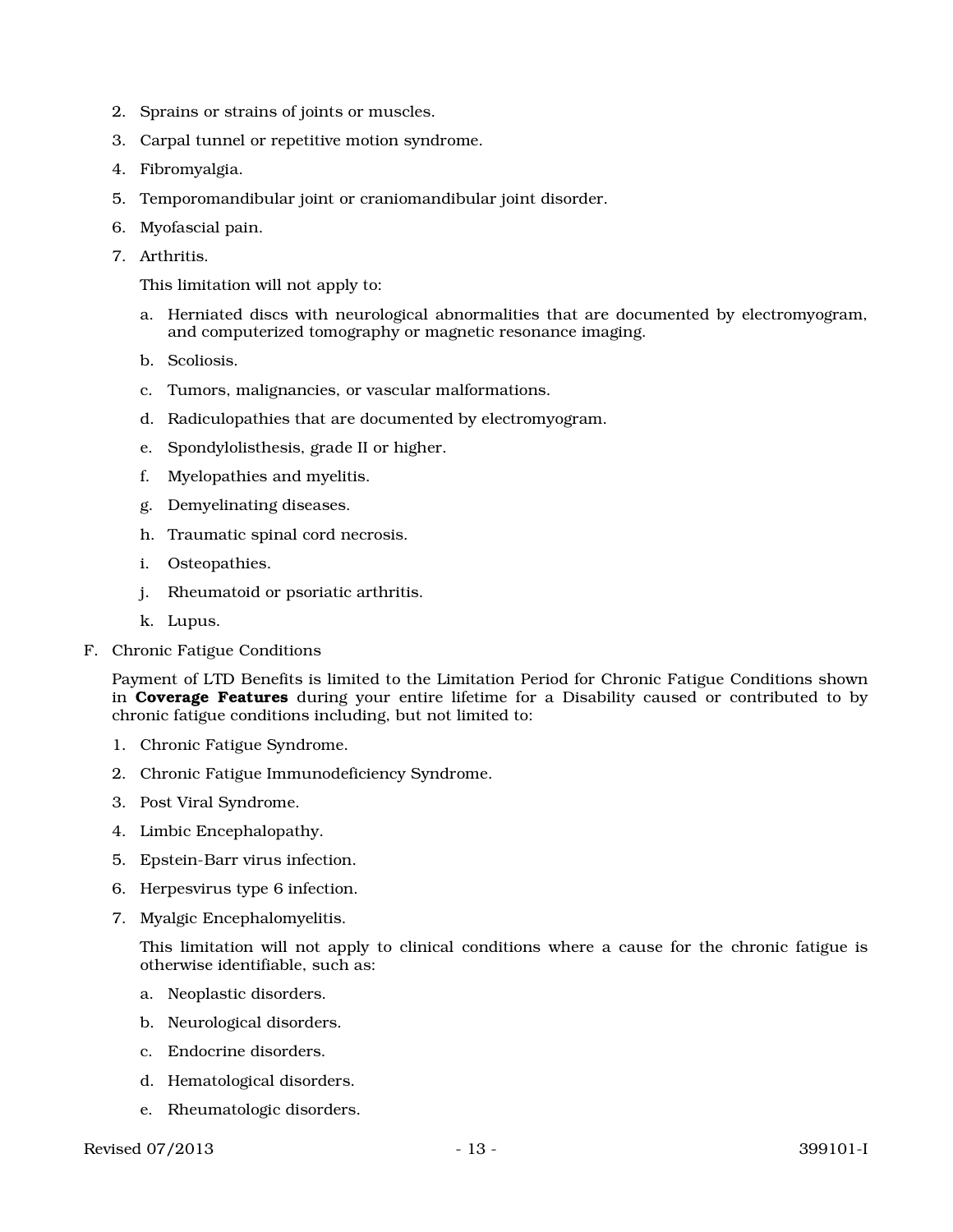2. Sprains or strains of joints or muscles.
3. Carpal tunnel or repetitive motion syndrome.
4. Fibromyalgia.
5. Temporomandibular joint or craniomandibular joint disorder.
6. Myofascial pain.
7. Arthritis.

   This limitation will not apply to:

   a. Herniated discs with neurological abnormalities that are documented by electromyogram, and computerized tomography or magnetic resonance imaging.
   b. Scoliosis.
   c. Tumors, malignancies, or vascular malformations.
   d. Radiculopathies that are documented by electromyogram.
   e. Spondylolisthesis, grade II or higher.
   f. Myelopathies and myelitis.
   g. Demyelinating diseases.
   h. Traumatic spinal cord necrosis.
   i. Osteopathies.
   j. Rheumatoid or psoriatic arthritis.
   k. Lupus.

F. Chronic Fatigue Conditions

Payment of LTD Benefits is limited to the Limitation Period for Chronic Fatigue Conditions shown in **Coverage Features** during your entire lifetime for a Disability caused or contributed to by chronic fatigue conditions including, but not limited to:

1. Chronic Fatigue Syndrome.
2. Chronic Fatigue Immunodeficiency Syndrome.
3. Post Viral Syndrome.
4. Limbic Encephalopathy.
5. Epstein-Barr virus infection.
6. Herpesvirus type 6 infection.
7. Myalgic Encephalomyelitis.

   This limitation will not apply to clinical conditions where a cause for the chronic fatigue is otherwise identifiable, such as:

   a. Neoplastic disorders.
   b. Neurological disorders.
   c. Endocrine disorders.
   d. Hematological disorders.
   e. Rheumatologic disorders.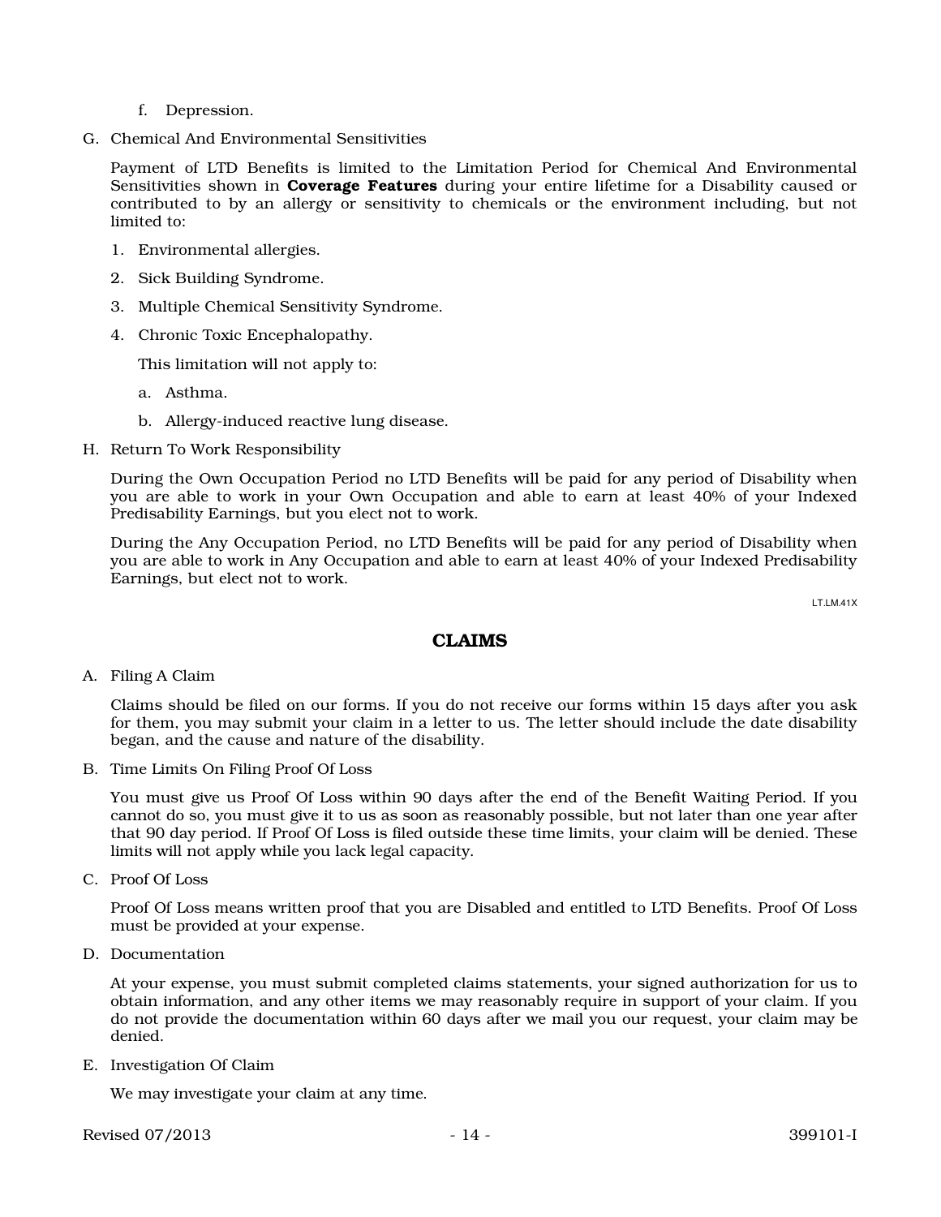f. Depression.

G. Chemical And Environmental Sensitivities

   Payment of LTD Benefits is limited to the Limitation Period for Chemical And Environmental Sensitivities shown in **Coverage Features** during your entire lifetime for a Disability caused or contributed to by an allergy or sensitivity to chemicals or the environment including, but not limited to:

   1. Environmental allergies.
   2. Sick Building Syndrome.
   3. Multiple Chemical Sensitivity Syndrome.
   4. Chronic Toxic Encephalopathy.

   This limitation will not apply to:

   a. Asthma.
   b. Allergy-induced reactive lung disease.

H. Return To Work Responsibility

   During the Own Occupation Period no LTD Benefits will be paid for any period of Disability when you are able to work in your Own Occupation and able to earn at least 40% of your Indexed Predisability Earnings, but you elect not to work.

   During the Any Occupation Period, no LTD Benefits will be paid for any period of Disability when you are able to work in Any Occupation and able to earn at least 40% of your Indexed Predisability Earnings, but elect not to work.

LT.LM.41X

## CLAIMS

A. Filing A Claim

   Claims should be filed on our forms. If you do not receive our forms within 15 days after you ask for them, you may submit your claim in a letter to us. The letter should include the date disability began, and the cause and nature of the disability.

B. Time Limits On Filing Proof Of Loss

   You must give us Proof Of Loss within 90 days after the end of the Benefit Waiting Period. If you cannot do so, you must give it to us as soon as reasonably possible, but not later than one year after that 90 day period. If Proof Of Loss is filed outside these time limits, your claim will be denied. These limits will not apply while you lack legal capacity.

C. Proof Of Loss

   Proof Of Loss means written proof that you are Disabled and entitled to LTD Benefits. Proof Of Loss must be provided at your expense.

D. Documentation

   At your expense, you must submit completed claims statements, your signed authorization for us to obtain information, and any other items we may reasonably require in support of your claim. If you do not provide the documentation within 60 days after we mail you our request, your claim may be denied.

E. Investigation Of Claim

   We may investigate your claim at any time.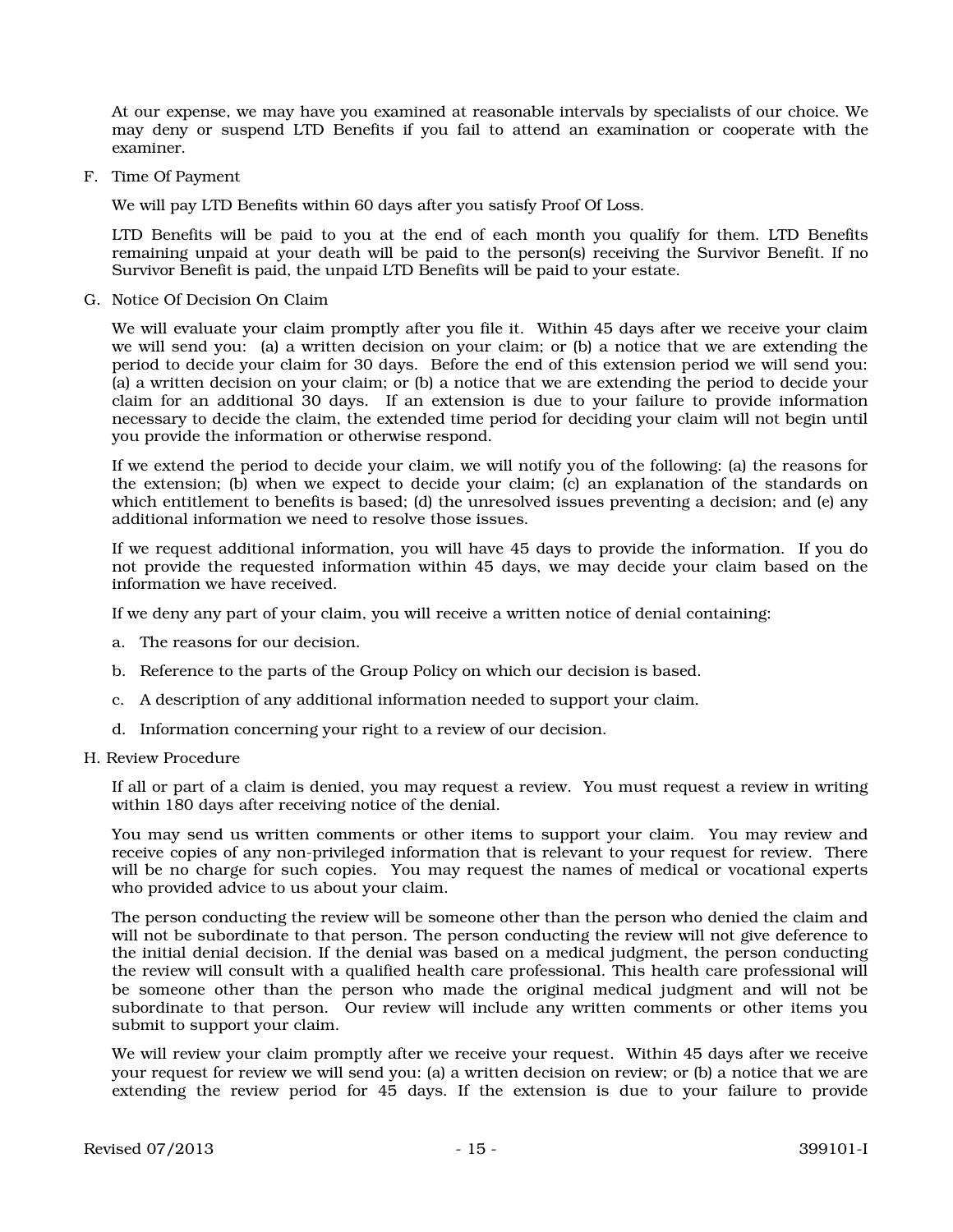At our expense, we may have you examined at reasonable intervals by specialists of our choice. We may deny or suspend LTD Benefits if you fail to attend an examination or cooperate with the examiner.

F. Time Of Payment

We will pay LTD Benefits within 60 days after you satisfy Proof Of Loss.

LTD Benefits will be paid to you at the end of each month you qualify for them. LTD Benefits remaining unpaid at your death will be paid to the person(s) receiving the Survivor Benefit. If no Survivor Benefit is paid, the unpaid LTD Benefits will be paid to your estate.

G. Notice Of Decision On Claim

We will evaluate your claim promptly after you file it. Within 45 days after we receive your claim we will send you: (a) a written decision on your claim; or (b) a notice that we are extending the period to decide your claim for 30 days. Before the end of this extension period we will send you: (a) a written decision on your claim; or (b) a notice that we are extending the period to decide your claim for an additional 30 days. If an extension is due to your failure to provide information necessary to decide the claim, the extended time period for deciding your claim will not begin until you provide the information or otherwise respond.

If we extend the period to decide your claim, we will notify you of the following: (a) the reasons for the extension; (b) when we expect to decide your claim; (c) an explanation of the standards on which entitlement to benefits is based; (d) the unresolved issues preventing a decision; and (e) any additional information we need to resolve those issues.

If we request additional information, you will have 45 days to provide the information. If you do not provide the requested information within 45 days, we may decide your claim based on the information we have received.

If we deny any part of your claim, you will receive a written notice of denial containing:

a. The reasons for our decision.

b. Reference to the parts of the Group Policy on which our decision is based.

c. A description of any additional information needed to support your claim.

d. Information concerning your right to a review of our decision.

H. Review Procedure

If all or part of a claim is denied, you may request a review. You must request a review in writing within 180 days after receiving notice of the denial.

You may send us written comments or other items to support your claim. You may review and receive copies of any non-privileged information that is relevant to your request for review. There will be no charge for such copies. You may request the names of medical or vocational experts who provided advice to us about your claim.

The person conducting the review will be someone other than the person who denied the claim and will not be subordinate to that person. The person conducting the review will not give deference to the initial denial decision. If the denial was based on a medical judgment, the person conducting the review will consult with a qualified health care professional. This health care professional will be someone other than the person who made the original medical judgment and will not be subordinate to that person. Our review will include any written comments or other items you submit to support your claim.

We will review your claim promptly after we receive your request. Within 45 days after we receive your request for review we will send you: (a) a written decision on review; or (b) a notice that we are extending the review period for 45 days. If the extension is due to your failure to provide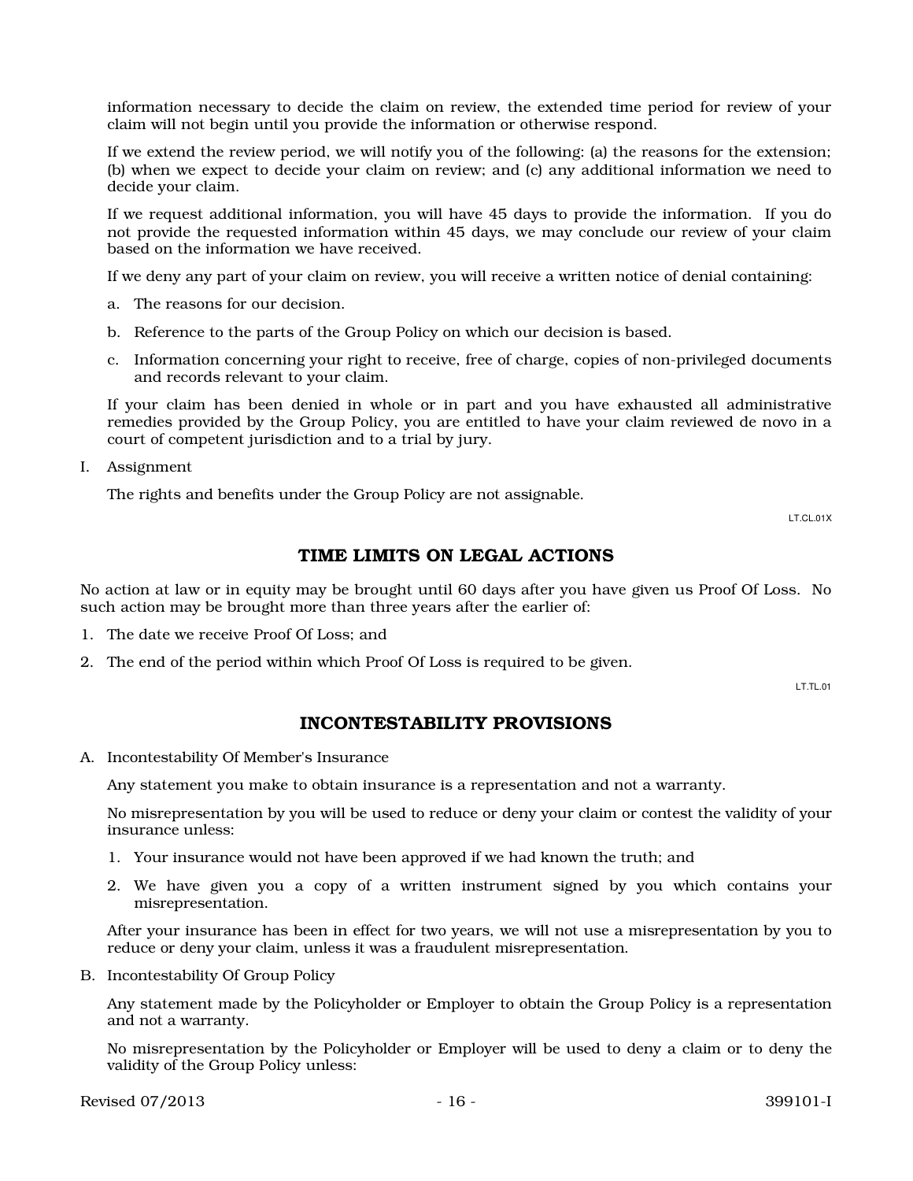information necessary to decide the claim on review, the extended time period for review of your claim will not begin until you provide the information or otherwise respond.

If we extend the review period, we will notify you of the following: (a) the reasons for the extension; (b) when we expect to decide your claim on review; and (c) any additional information we need to decide your claim.

If we request additional information, you will have 45 days to provide the information. If you do not provide the requested information within 45 days, we may conclude our review of your claim based on the information we have received.

If we deny any part of your claim on review, you will receive a written notice of denial containing:

a. The reasons for our decision.

b. Reference to the parts of the Group Policy on which our decision is based.

c. Information concerning your right to receive, free of charge, copies of non-privileged documents and records relevant to your claim.

If your claim has been denied in whole or in part and you have exhausted all administrative remedies provided by the Group Policy, you are entitled to have your claim reviewed de novo in a court of competent jurisdiction and to a trial by jury.

I. Assignment

The rights and benefits under the Group Policy are not assignable.

LT.CL.01X

## TIME LIMITS ON LEGAL ACTIONS

No action at law or in equity may be brought until 60 days after you have given us Proof Of Loss. No such action may be brought more than three years after the earlier of:

1. The date we receive Proof Of Loss; and
2. The end of the period within which Proof Of Loss is required to be given.

LT.TL.01

## INCONTESTABILITY PROVISIONS

A. Incontestability Of Member's Insurance

Any statement you make to obtain insurance is a representation and not a warranty.

No misrepresentation by you will be used to reduce or deny your claim or contest the validity of your insurance unless:

1. Your insurance would not have been approved if we had known the truth; and
2. We have given you a copy of a written instrument signed by you which contains your misrepresentation.

After your insurance has been in effect for two years, we will not use a misrepresentation by you to reduce or deny your claim, unless it was a fraudulent misrepresentation.

B. Incontestability Of Group Policy

Any statement made by the Policyholder or Employer to obtain the Group Policy is a representation and not a warranty.

No misrepresentation by the Policyholder or Employer will be used to deny a claim or to deny the validity of the Group Policy unless: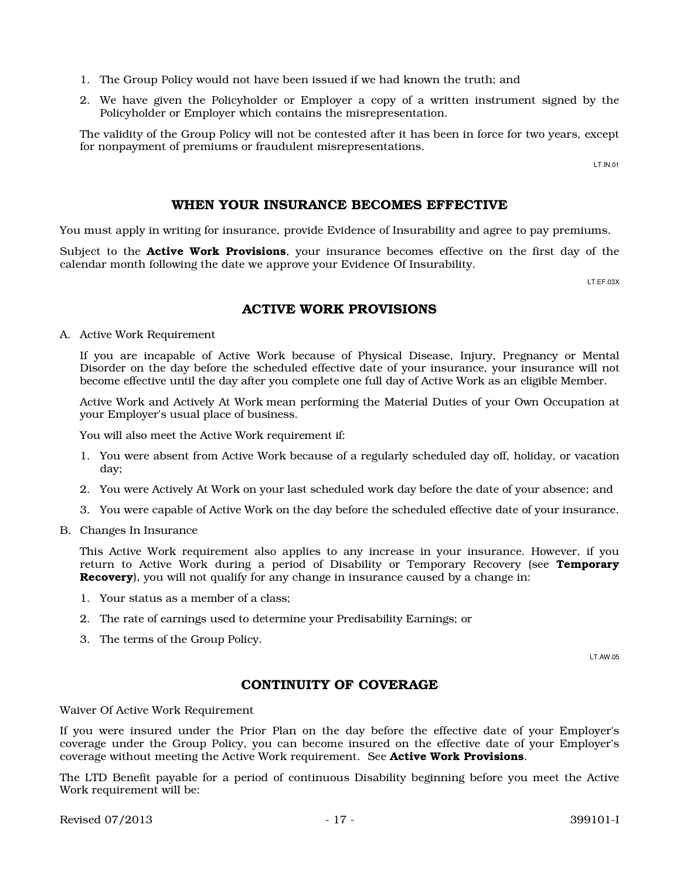1. The Group Policy would not have been issued if we had known the truth; and
2. We have given the Policyholder or Employer a copy of a written instrument signed by the Policyholder or Employer which contains the misrepresentation.

The validity of the Group Policy will not be contested after it has been in force for two years, except for nonpayment of premiums or fraudulent misrepresentations.

LT.IN.01

## WHEN YOUR INSURANCE BECOMES EFFECTIVE

You must apply in writing for insurance, provide Evidence of Insurability and agree to pay premiums.

Subject to the **Active Work Provisions**, your insurance becomes effective on the first day of the calendar month following the date we approve your Evidence Of Insurability.

LT.EF.03X

## ACTIVE WORK PROVISIONS

A. Active Work Requirement

   If you are incapable of Active Work because of Physical Disease, Injury, Pregnancy or Mental Disorder on the day before the scheduled effective date of your insurance, your insurance will not become effective until the day after you complete one full day of Active Work as an eligible Member.

   Active Work and Actively At Work mean performing the Material Duties of your Own Occupation at your Employer's usual place of business.

   You will also meet the Active Work requirement if:

   1. You were absent from Active Work because of a regularly scheduled day off, holiday, or vacation day;
   2. You were Actively At Work on your last scheduled work day before the date of your absence; and
   3. You were capable of Active Work on the day before the scheduled effective date of your insurance.

B. Changes In Insurance

   This Active Work requirement also applies to any increase in your insurance. However, if you return to Active Work during a period of Disability or Temporary Recovery (see **Temporary Recovery**), you will not qualify for any change in insurance caused by a change in:

   1. Your status as a member of a class;
   2. The rate of earnings used to determine your Predisability Earnings; or
   3. The terms of the Group Policy.

LT.AW.05

## CONTINUITY OF COVERAGE

Waiver Of Active Work Requirement

If you were insured under the Prior Plan on the day before the effective date of your Employer's coverage under the Group Policy, you can become insured on the effective date of your Employer's coverage without meeting the Active Work requirement. See **Active Work Provisions**.

The LTD Benefit payable for a period of continuous Disability beginning before you meet the Active Work requirement will be: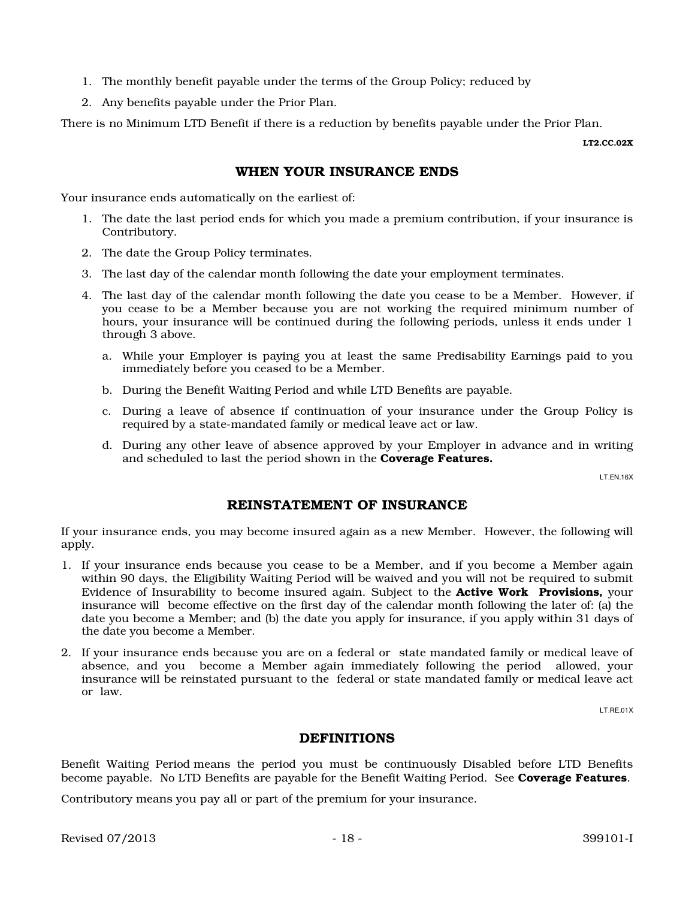1. The monthly benefit payable under the terms of the Group Policy; reduced by
2. Any benefits payable under the Prior Plan.

There is no Minimum LTD Benefit if there is a reduction by benefits payable under the Prior Plan.

LT2.CC.02X

## WHEN YOUR INSURANCE ENDS

Your insurance ends automatically on the earliest of:

1. The date the last period ends for which you made a premium contribution, if your insurance is Contributory.
2. The date the Group Policy terminates.
3. The last day of the calendar month following the date your employment terminates.
4. The last day of the calendar month following the date you cease to be a Member. However, if you cease to be a Member because you are not working the required minimum number of hours, your insurance will be continued during the following periods, unless it ends under 1 through 3 above.
   a. While your Employer is paying you at least the same Predisability Earnings paid to you immediately before you ceased to be a Member.
   b. During the Benefit Waiting Period and while LTD Benefits are payable.
   c. During a leave of absence if continuation of your insurance under the Group Policy is required by a state-mandated family or medical leave act or law.
   d. During any other leave of absence approved by your Employer in advance and in writing and scheduled to last the period shown in the **Coverage Features.**

LT.EN.16X

## REINSTATEMENT OF INSURANCE

If your insurance ends, you may become insured again as a new Member. However, the following will apply.

1. If your insurance ends because you cease to be a Member, and if you become a Member again within 90 days, the Eligibility Waiting Period will be waived and you will not be required to submit Evidence of Insurability to become insured again. Subject to the **Active Work Provisions,** your insurance will become effective on the first day of the calendar month following the later of: (a) the date you become a Member; and (b) the date you apply for insurance, if you apply within 31 days of the date you become a Member.
2. If your insurance ends because you are on a federal or state mandated family or medical leave of absence, and you become a Member again immediately following the period allowed, your insurance will be reinstated pursuant to the federal or state mandated family or medical leave act or law.

LT.RE.01X

## DEFINITIONS

Benefit Waiting Period means the period you must be continuously Disabled before LTD Benefits become payable. No LTD Benefits are payable for the Benefit Waiting Period. See **Coverage Features**.

Contributory means you pay all or part of the premium for your insurance.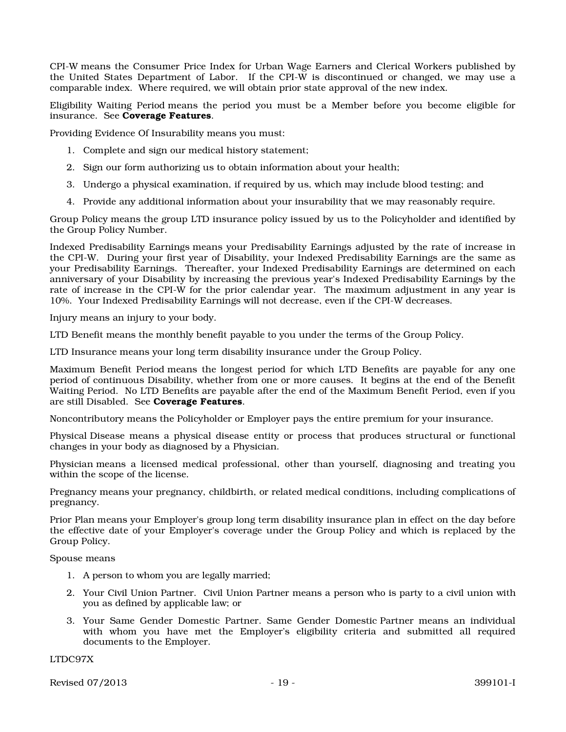CPI-W means the Consumer Price Index for Urban Wage Earners and Clerical Workers published by the United States Department of Labor. If the CPI-W is discontinued or changed, we may use a comparable index. Where required, we will obtain prior state approval of the new index.

Eligibility Waiting Period means the period you must be a Member before you become eligible for insurance. See **Coverage Features**.

Providing Evidence Of Insurability means you must:

1. Complete and sign our medical history statement;
2. Sign our form authorizing us to obtain information about your health;
3. Undergo a physical examination, if required by us, which may include blood testing; and
4. Provide any additional information about your insurability that we may reasonably require.

Group Policy means the group LTD insurance policy issued by us to the Policyholder and identified by the Group Policy Number.

Indexed Predisability Earnings means your Predisability Earnings adjusted by the rate of increase in the CPI-W. During your first year of Disability, your Indexed Predisability Earnings are the same as your Predisability Earnings. Thereafter, your Indexed Predisability Earnings are determined on each anniversary of your Disability by increasing the previous year's Indexed Predisability Earnings by the rate of increase in the CPI-W for the prior calendar year. The maximum adjustment in any year is 10%. Your Indexed Predisability Earnings will not decrease, even if the CPI-W decreases.

Injury means an injury to your body.

LTD Benefit means the monthly benefit payable to you under the terms of the Group Policy.

LTD Insurance means your long term disability insurance under the Group Policy.

Maximum Benefit Period means the longest period for which LTD Benefits are payable for any one period of continuous Disability, whether from one or more causes. It begins at the end of the Benefit Waiting Period. No LTD Benefits are payable after the end of the Maximum Benefit Period, even if you are still Disabled. See **Coverage Features**.

Noncontributory means the Policyholder or Employer pays the entire premium for your insurance.

Physical Disease means a physical disease entity or process that produces structural or functional changes in your body as diagnosed by a Physician.

Physician means a licensed medical professional, other than yourself, diagnosing and treating you within the scope of the license.

Pregnancy means your pregnancy, childbirth, or related medical conditions, including complications of pregnancy.

Prior Plan means your Employer's group long term disability insurance plan in effect on the day before the effective date of your Employer's coverage under the Group Policy and which is replaced by the Group Policy.

Spouse means

1. A person to whom you are legally married;
2. Your Civil Union Partner. Civil Union Partner means a person who is party to a civil union with you as defined by applicable law; or
3. Your Same Gender Domestic Partner. Same Gender Domestic Partner means an individual with whom you have met the Employer's eligibility criteria and submitted all required documents to the Employer.

LTDC97X